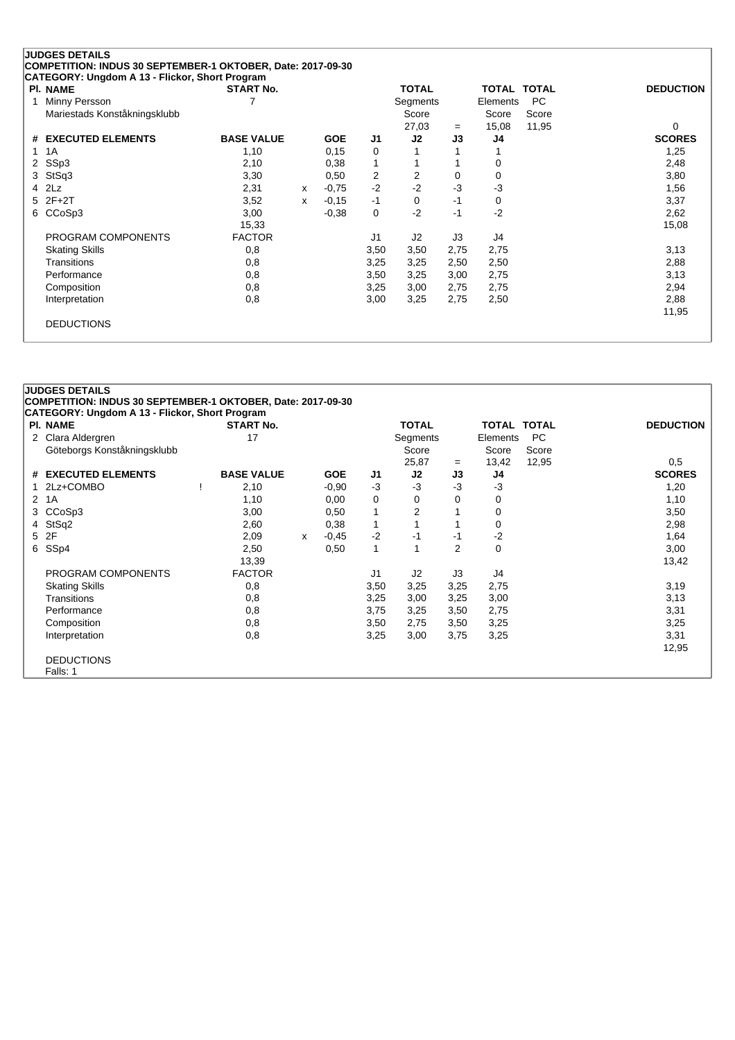**JUDGES DETAILS**

**COMPETITION: INDUS 30 SEPTEMBER-1 OKTOBER, Date: 2017-09-30**

**CATEGORY: Ungdom A 13 - Flickor, Short Program**

| Pl. NAME | START No. | TOTAL Segments Score | = | TOTAL Elements Score | TOTAL PC Score | DEDUCTION |
|---|---|---|---|---|---|---|
| 1 Minny Persson<br>Mariestads Konståkningsklubb | 7 | 27,03 | = | 15,08 | 11,95 | 0 |

| # | EXECUTED ELEMENTS | | BASE VALUE | | GOE | J1 | J2 | J3 | J4 | SCORES |
|---|---|---|---|---|---|---|---|---|---|---|
| 1 | 1A | | 1,10 | | 0,15 | 0 | 1 | 1 | 1 | 1,25 |
| 2 | SSp3 | | 2,10 | | 0,38 | 1 | 1 | 1 | 0 | 2,48 |
| 3 | StSq3 | | 3,30 | | 0,50 | 2 | 2 | 0 | 0 | 3,80 |
| 4 | 2Lz | | 2,31 | x | -0,75 | -2 | -2 | -3 | -3 | 1,56 |
| 5 | 2F+2T | | 3,52 | x | -0,15 | -1 | 0 | -1 | 0 | 3,37 |
| 6 | CCoSp3 | | 3,00 | | -0,38 | 0 | -2 | -1 | -2 | 2,62 |
| | | | 15,33 | | | | | | | 15,08 |
| | PROGRAM COMPONENTS | | FACTOR | | | J1 | J2 | J3 | J4 | |
| | Skating Skills | | 0,8 | | | 3,50 | 3,50 | 2,75 | 2,75 | 3,13 |
| | Transitions | | 0,8 | | | 3,25 | 3,25 | 2,50 | 2,50 | 2,88 |
| | Performance | | 0,8 | | | 3,50 | 3,25 | 3,00 | 2,75 | 3,13 |
| | Composition | | 0,8 | | | 3,25 | 3,00 | 2,75 | 2,75 | 2,94 |
| | Interpretation | | 0,8 | | | 3,00 | 3,25 | 2,75 | 2,50 | 2,88 |
| | | | | | | | | | | 11,95 |
| | DEDUCTIONS | | | | | | | | | |

**JUDGES DETAILS**

**COMPETITION: INDUS 30 SEPTEMBER-1 OKTOBER, Date: 2017-09-30**

**CATEGORY: Ungdom A 13 - Flickor, Short Program**

| Pl. NAME | START No. | TOTAL Segments Score | = | TOTAL Elements Score | TOTAL PC Score | DEDUCTION |
|---|---|---|---|---|---|---|
| 2 Clara Aldergren<br>Göteborgs Konståkningsklubb | 17 | 25,87 | = | 13,42 | 12,95 | 0,5 |

| # | EXECUTED ELEMENTS | | BASE VALUE | | GOE | J1 | J2 | J3 | J4 | SCORES |
|---|---|---|---|---|---|---|---|---|---|---|
| 1 | 2Lz+COMBO | ! | 2,10 | | -0,90 | -3 | -3 | -3 | -3 | 1,20 |
| 2 | 1A | | 1,10 | | 0,00 | 0 | 0 | 0 | 0 | 1,10 |
| 3 | CCoSp3 | | 3,00 | | 0,50 | 1 | 2 | 1 | 0 | 3,50 |
| 4 | StSq2 | | 2,60 | | 0,38 | 1 | 1 | 1 | 0 | 2,98 |
| 5 | 2F | | 2,09 | x | -0,45 | -2 | -1 | -1 | -2 | 1,64 |
| 6 | SSp4 | | 2,50 | | 0,50 | 1 | 1 | 2 | 0 | 3,00 |
| | | | 13,39 | | | | | | | 13,42 |
| | PROGRAM COMPONENTS | | FACTOR | | | J1 | J2 | J3 | J4 | |
| | Skating Skills | | 0,8 | | | 3,50 | 3,25 | 3,25 | 2,75 | 3,19 |
| | Transitions | | 0,8 | | | 3,25 | 3,00 | 3,25 | 3,00 | 3,13 |
| | Performance | | 0,8 | | | 3,75 | 3,25 | 3,50 | 2,75 | 3,31 |
| | Composition | | 0,8 | | | 3,50 | 2,75 | 3,50 | 3,25 | 3,25 |
| | Interpretation | | 0,8 | | | 3,25 | 3,00 | 3,75 | 3,25 | 3,31 |
| | | | | | | | | | | 12,95 |
| | DEDUCTIONS | | | | | | | | | |
| | Falls: 1 | | | | | | | | | |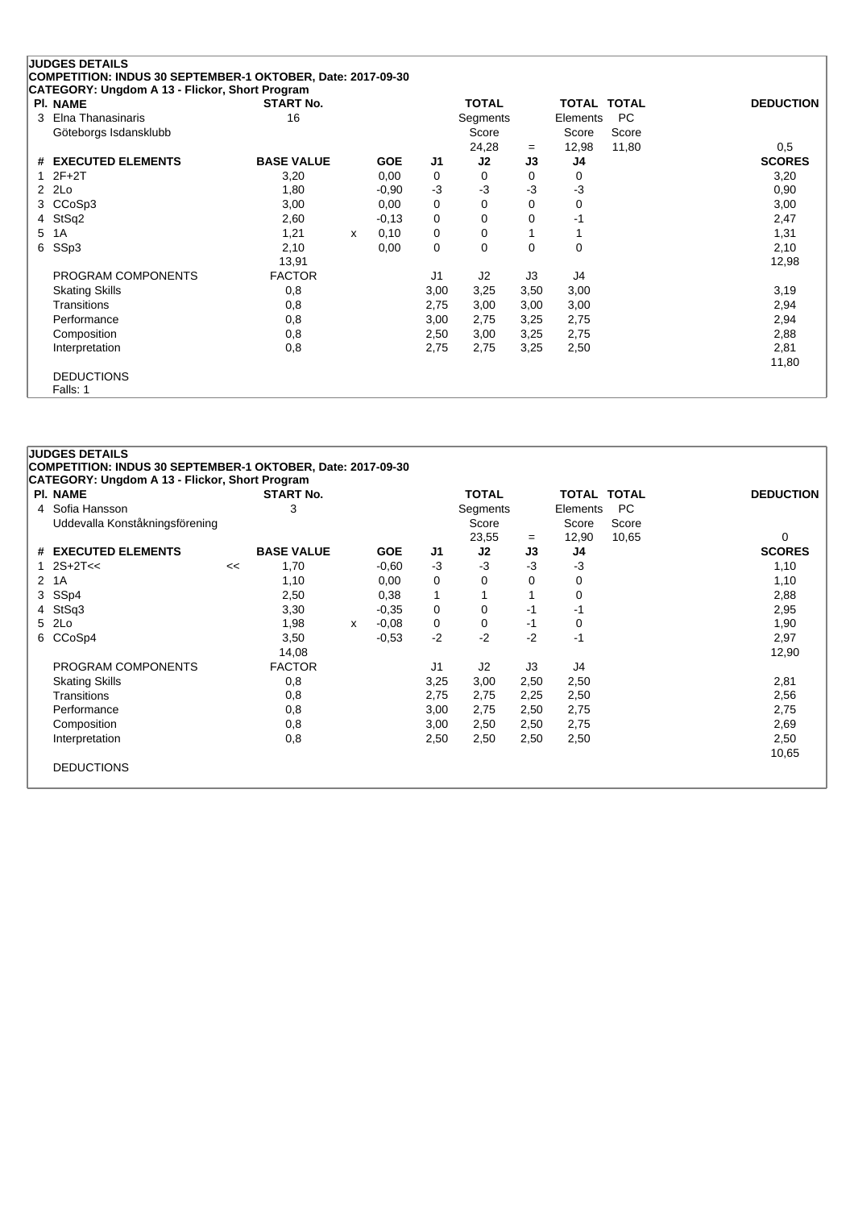## JUDGES DETAILS

**COMPETITION: INDUS 30 SEPTEMBER-1 OKTOBER, Date: 2017-09-30**

**CATEGORY: Ungdom A 13 - Flickor, Short Program**

| Pl. | NAME | START No. | TOTAL Segments Score | = | TOTAL Elements Score | TOTAL PC Score | DEDUCTION |
|---|---|---|---|---|---|---|---|
| 3 | Elna Thanasinaris<br>Göteborgs Isdansklubb | 16 | 24,28 | = | 12,98 | 11,80 | 0,5 |

| # | EXECUTED ELEMENTS | | BASE VALUE | | GOE | J1 | J2 | J3 | J4 | SCORES |
|---|---|---|---|---|---|---|---|---|---|---|
| 1 | 2F+2T | | 3,20 | | 0,00 | 0 | 0 | 0 | 0 | 3,20 |
| 2 | 2Lo | | 1,80 | | -0,90 | -3 | -3 | -3 | -3 | 0,90 |
| 3 | CCoSp3 | | 3,00 | | 0,00 | 0 | 0 | 0 | 0 | 3,00 |
| 4 | StSq2 | | 2,60 | | -0,13 | 0 | 0 | 0 | -1 | 2,47 |
| 5 | 1A | | 1,21 | x | 0,10 | 0 | 0 | 1 | 1 | 1,31 |
| 6 | SSp3 | | 2,10 | | 0,00 | 0 | 0 | 0 | 0 | 2,10 |
| | | | 13,91 | | | | | | | 12,98 |

| PROGRAM COMPONENTS | FACTOR | J1 | J2 | J3 | J4 | SCORES |
|---|---|---|---|---|---|---|
| Skating Skills | 0,8 | 3,00 | 3,25 | 3,50 | 3,00 | 3,19 |
| Transitions | 0,8 | 2,75 | 3,00 | 3,00 | 3,00 | 2,94 |
| Performance | 0,8 | 3,00 | 2,75 | 3,25 | 2,75 | 2,94 |
| Composition | 0,8 | 2,50 | 3,00 | 3,25 | 2,75 | 2,88 |
| Interpretation | 0,8 | 2,75 | 2,75 | 3,25 | 2,50 | 2,81 |
| | | | | | | 11,80 |

DEDUCTIONS

Falls: 1

## JUDGES DETAILS

**COMPETITION: INDUS 30 SEPTEMBER-1 OKTOBER, Date: 2017-09-30**

**CATEGORY: Ungdom A 13 - Flickor, Short Program**

| Pl. | NAME | START No. | TOTAL Segments Score | = | TOTAL Elements Score | TOTAL PC Score | DEDUCTION |
|---|---|---|---|---|---|---|---|
| 4 | Sofia Hansson<br>Uddevalla Konståkningsförening | 3 | 23,55 | = | 12,90 | 10,65 | 0 |

| # | EXECUTED ELEMENTS | | BASE VALUE | | GOE | J1 | J2 | J3 | J4 | SCORES |
|---|---|---|---|---|---|---|---|---|---|---|
| 1 | 2S+2T<< | << | 1,70 | | -0,60 | -3 | -3 | -3 | -3 | 1,10 |
| 2 | 1A | | 1,10 | | 0,00 | 0 | 0 | 0 | 0 | 1,10 |
| 3 | SSp4 | | 2,50 | | 0,38 | 1 | 1 | 1 | 0 | 2,88 |
| 4 | StSq3 | | 3,30 | | -0,35 | 0 | 0 | -1 | -1 | 2,95 |
| 5 | 2Lo | | 1,98 | x | -0,08 | 0 | 0 | -1 | 0 | 1,90 |
| 6 | CCoSp4 | | 3,50 | | -0,53 | -2 | -2 | -2 | -1 | 2,97 |
| | | | 14,08 | | | | | | | 12,90 |

| PROGRAM COMPONENTS | FACTOR | J1 | J2 | J3 | J4 | SCORES |
|---|---|---|---|---|---|---|
| Skating Skills | 0,8 | 3,25 | 3,00 | 2,50 | 2,50 | 2,81 |
| Transitions | 0,8 | 2,75 | 2,75 | 2,25 | 2,50 | 2,56 |
| Performance | 0,8 | 3,00 | 2,75 | 2,50 | 2,75 | 2,75 |
| Composition | 0,8 | 3,00 | 2,50 | 2,50 | 2,75 | 2,69 |
| Interpretation | 0,8 | 2,50 | 2,50 | 2,50 | 2,50 | 2,50 |
| | | | | | | 10,65 |

DEDUCTIONS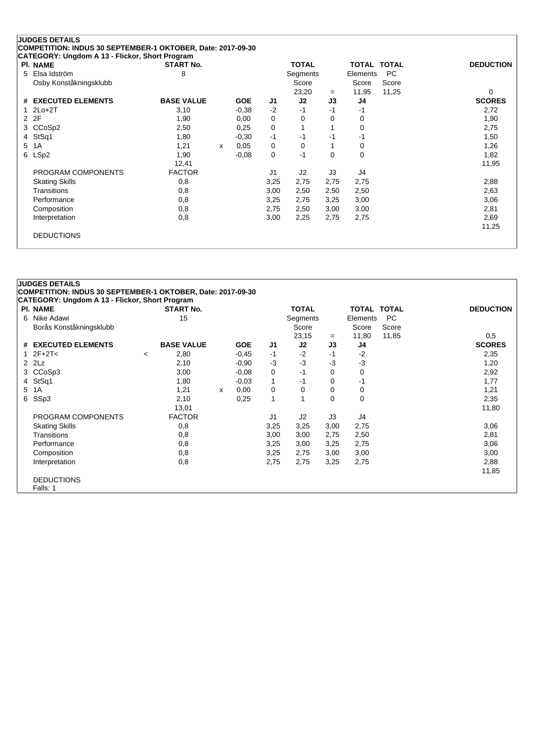## JUDGES DETAILS

**COMPETITION: INDUS 30 SEPTEMBER-1 OKTOBER, Date: 2017-09-30**

**CATEGORY: Ungdom A 13 - Flickor, Short Program**

| Pl. | NAME | START No. | TOTAL Segments Score | = | TOTAL Elements Score | TOTAL PC Score | DEDUCTION |
|---|---|---|---|---|---|---|---|
| 5 | Elsa Idström<br>Osby Konståkningsklubb | 8 | 23,20 | = | 11,95 | 11,25 | 0 |

| # | EXECUTED ELEMENTS | | BASE VALUE | | GOE | J1 | J2 | J3 | J4 | SCORES |
|---|---|---|---|---|---|---|---|---|---|---|
| 1 | 2Lo+2T | | 3,10 | | -0,38 | -2 | -1 | -1 | -1 | 2,72 |
| 2 | 2F | | 1,90 | | 0,00 | 0 | 0 | 0 | 0 | 1,90 |
| 3 | CCoSp2 | | 2,50 | | 0,25 | 0 | 1 | 1 | 0 | 2,75 |
| 4 | StSq1 | | 1,80 | | -0,30 | -1 | -1 | -1 | -1 | 1,50 |
| 5 | 1A | | 1,21 | x | 0,05 | 0 | 0 | 1 | 0 | 1,26 |
| 6 | LSp2 | | 1,90 | | -0,08 | 0 | -1 | 0 | 0 | 1,82 |
| | | | 12,41 | | | | | | | 11,95 |
| | PROGRAM COMPONENTS | | FACTOR | | | J1 | J2 | J3 | J4 | |
| | Skating Skills | | 0,8 | | | 3,25 | 2,75 | 2,75 | 2,75 | 2,88 |
| | Transitions | | 0,8 | | | 3,00 | 2,50 | 2,50 | 2,50 | 2,63 |
| | Performance | | 0,8 | | | 3,25 | 2,75 | 3,25 | 3,00 | 3,06 |
| | Composition | | 0,8 | | | 2,75 | 2,50 | 3,00 | 3,00 | 2,81 |
| | Interpretation | | 0,8 | | | 3,00 | 2,25 | 2,75 | 2,75 | 2,69 |
| | | | | | | | | | | 11,25 |
| | DEDUCTIONS | | | | | | | | | |

## JUDGES DETAILS

**COMPETITION: INDUS 30 SEPTEMBER-1 OKTOBER, Date: 2017-09-30**

**CATEGORY: Ungdom A 13 - Flickor, Short Program**

| Pl. | NAME | START No. | TOTAL Segments Score | = | TOTAL Elements Score | TOTAL PC Score | DEDUCTION |
|---|---|---|---|---|---|---|---|
| 6 | Nike Adawi<br>Borås Konståkningsklubb | 15 | 23,15 | = | 11,80 | 11,85 | 0,5 |

| # | EXECUTED ELEMENTS | | BASE VALUE | | GOE | J1 | J2 | J3 | J4 | SCORES |
|---|---|---|---|---|---|---|---|---|---|---|
| 1 | 2F+2T< | < | 2,80 | | -0,45 | -1 | -2 | -1 | -2 | 2,35 |
| 2 | 2Lz | | 2,10 | | -0,90 | -3 | -3 | -3 | -3 | 1,20 |
| 3 | CCoSp3 | | 3,00 | | -0,08 | 0 | -1 | 0 | 0 | 2,92 |
| 4 | StSq1 | | 1,80 | | -0,03 | 1 | -1 | 0 | -1 | 1,77 |
| 5 | 1A | | 1,21 | x | 0,00 | 0 | 0 | 0 | 0 | 1,21 |
| 6 | SSp3 | | 2,10 | | 0,25 | 1 | 1 | 0 | 0 | 2,35 |
| | | | 13,01 | | | | | | | 11,80 |
| | PROGRAM COMPONENTS | | FACTOR | | | J1 | J2 | J3 | J4 | |
| | Skating Skills | | 0,8 | | | 3,25 | 3,25 | 3,00 | 2,75 | 3,06 |
| | Transitions | | 0,8 | | | 3,00 | 3,00 | 2,75 | 2,50 | 2,81 |
| | Performance | | 0,8 | | | 3,25 | 3,00 | 3,25 | 2,75 | 3,06 |
| | Composition | | 0,8 | | | 3,25 | 2,75 | 3,00 | 3,00 | 3,00 |
| | Interpretation | | 0,8 | | | 2,75 | 2,75 | 3,25 | 2,75 | 2,88 |
| | | | | | | | | | | 11,85 |
| | DEDUCTIONS | | | | | | | | | |
| | Falls: 1 | | | | | | | | | |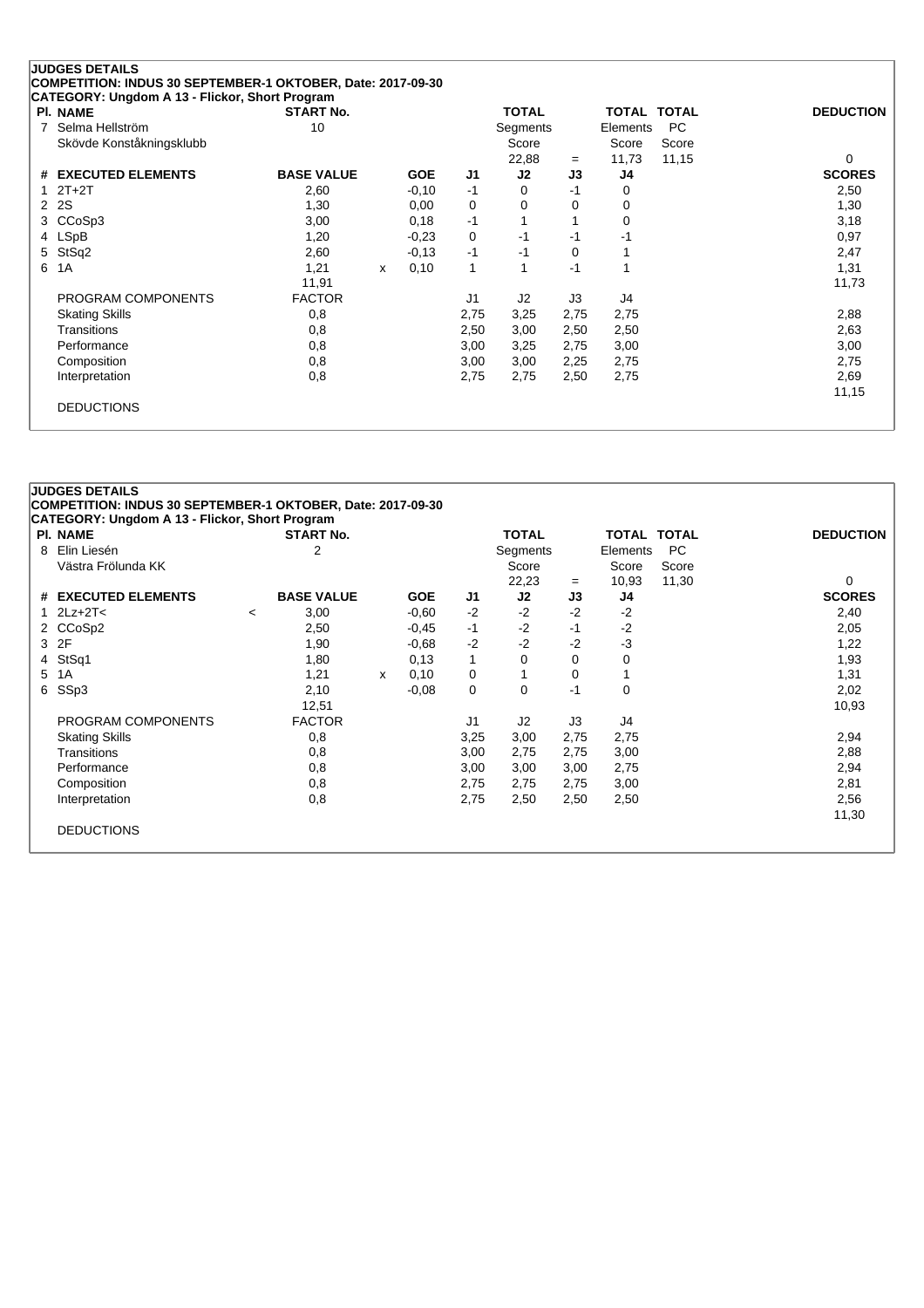## JUDGES DETAILS

**COMPETITION: INDUS 30 SEPTEMBER-1 OKTOBER, Date: 2017-09-30**
**CATEGORY: Ungdom A 13 - Flickor, Short Program**

| Pl. | NAME | START No. | TOTAL Segments Score | = | TOTAL Elements Score | TOTAL PC Score | DEDUCTION |
|---|---|---|---|---|---|---|---|
| 7 | Selma Hellström<br>Skövde Konståkningsklubb | 10 | 22,88 | = | 11,73 | 11,15 | 0 |

| # | EXECUTED ELEMENTS | | BASE VALUE | | GOE | J1 | J2 | J3 | J4 | SCORES |
|---|---|---|---|---|---|---|---|---|---|---|
| 1 | 2T+2T | | 2,60 | | -0,10 | -1 | 0 | -1 | 0 | 2,50 |
| 2 | 2S | | 1,30 | | 0,00 | 0 | 0 | 0 | 0 | 1,30 |
| 3 | CCoSp3 | | 3,00 | | 0,18 | -1 | 1 | 1 | 0 | 3,18 |
| 4 | LSpB | | 1,20 | | -0,23 | 0 | -1 | -1 | -1 | 0,97 |
| 5 | StSq2 | | 2,60 | | -0,13 | -1 | -1 | 0 | 1 | 2,47 |
| 6 | 1A | | 1,21 | x | 0,10 | 1 | 1 | -1 | 1 | 1,31 |
| | | | 11,91 | | | | | | | 11,73 |

| PROGRAM COMPONENTS | FACTOR | J1 | J2 | J3 | J4 | SCORES |
|---|---|---|---|---|---|---|
| Skating Skills | 0,8 | 2,75 | 3,25 | 2,75 | 2,75 | 2,88 |
| Transitions | 0,8 | 2,50 | 3,00 | 2,50 | 2,50 | 2,63 |
| Performance | 0,8 | 3,00 | 3,25 | 2,75 | 3,00 | 3,00 |
| Composition | 0,8 | 3,00 | 3,00 | 2,25 | 2,75 | 2,75 |
| Interpretation | 0,8 | 2,75 | 2,75 | 2,50 | 2,75 | 2,69 |
| | | | | | | 11,15 |

DEDUCTIONS

## JUDGES DETAILS

**COMPETITION: INDUS 30 SEPTEMBER-1 OKTOBER, Date: 2017-09-30**
**CATEGORY: Ungdom A 13 - Flickor, Short Program**

| Pl. | NAME | START No. | TOTAL Segments Score | = | TOTAL Elements Score | TOTAL PC Score | DEDUCTION |
|---|---|---|---|---|---|---|---|
| 8 | Elin Liesén<br>Västra Frölunda KK | 2 | 22,23 | = | 10,93 | 11,30 | 0 |

| # | EXECUTED ELEMENTS | | BASE VALUE | | GOE | J1 | J2 | J3 | J4 | SCORES |
|---|---|---|---|---|---|---|---|---|---|---|
| 1 | 2Lz+2T< | < | 3,00 | | -0,60 | -2 | -2 | -2 | -2 | 2,40 |
| 2 | CCoSp2 | | 2,50 | | -0,45 | -1 | -2 | -1 | -2 | 2,05 |
| 3 | 2F | | 1,90 | | -0,68 | -2 | -2 | -2 | -3 | 1,22 |
| 4 | StSq1 | | 1,80 | | 0,13 | 1 | 0 | 0 | 0 | 1,93 |
| 5 | 1A | | 1,21 | x | 0,10 | 0 | 1 | 0 | 1 | 1,31 |
| 6 | SSp3 | | 2,10 | | -0,08 | 0 | 0 | -1 | 0 | 2,02 |
| | | | 12,51 | | | | | | | 10,93 |

| PROGRAM COMPONENTS | FACTOR | J1 | J2 | J3 | J4 | SCORES |
|---|---|---|---|---|---|---|
| Skating Skills | 0,8 | 3,25 | 3,00 | 2,75 | 2,75 | 2,94 |
| Transitions | 0,8 | 3,00 | 2,75 | 2,75 | 3,00 | 2,88 |
| Performance | 0,8 | 3,00 | 3,00 | 3,00 | 2,75 | 2,94 |
| Composition | 0,8 | 2,75 | 2,75 | 2,75 | 3,00 | 2,81 |
| Interpretation | 0,8 | 2,75 | 2,50 | 2,50 | 2,50 | 2,56 |
| | | | | | | 11,30 |

DEDUCTIONS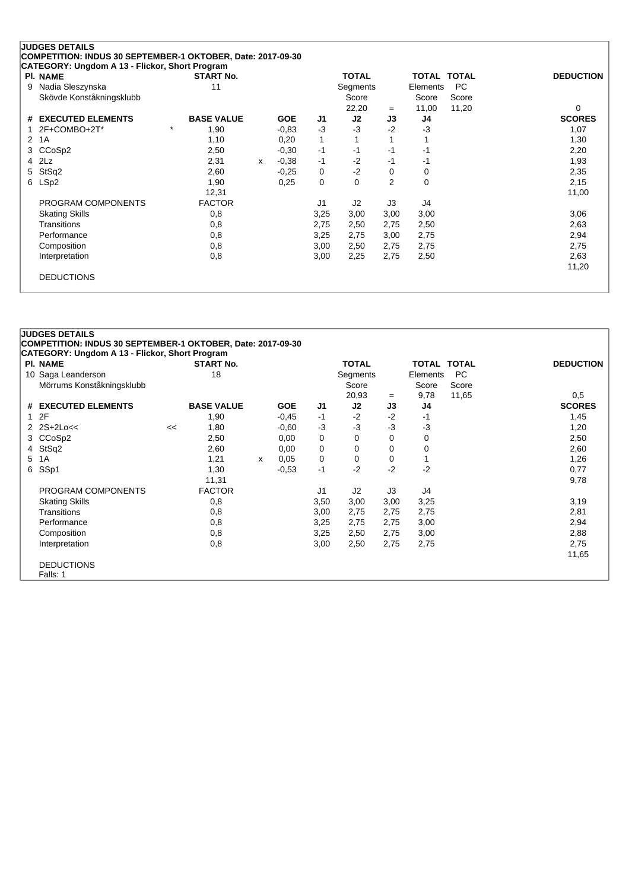**JUDGES DETAILS**
**COMPETITION: INDUS 30 SEPTEMBER-1 OKTOBER, Date: 2017-09-30**
**CATEGORY: Ungdom A 13 - Flickor, Short Program**

| Pl. | NAME | START No. | TOTAL Segments Score | = | TOTAL Elements Score | TOTAL PC Score | DEDUCTION |
|---|---|---|---|---|---|---|---|
| 9 | Nadia Sleszynska<br>Skövde Konståkningsklubb | 11 | 22,20 | = | 11,00 | 11,20 | 0 |

| # | EXECUTED ELEMENTS | | BASE VALUE | | GOE | J1 | J2 | J3 | J4 | SCORES |
|---|---|---|---|---|---|---|---|---|---|---|
| 1 | 2F+COMBO+2T* | * | 1,90 | | -0,83 | -3 | -3 | -2 | -3 | 1,07 |
| 2 | 1A | | 1,10 | | 0,20 | 1 | 1 | 1 | 1 | 1,30 |
| 3 | CCoSp2 | | 2,50 | | -0,30 | -1 | -1 | -1 | -1 | 2,20 |
| 4 | 2Lz | | 2,31 | x | -0,38 | -1 | -2 | -1 | -1 | 1,93 |
| 5 | StSq2 | | 2,60 | | -0,25 | 0 | -2 | 0 | 0 | 2,35 |
| 6 | LSp2 | | 1,90 | | 0,25 | 0 | 0 | 2 | 0 | 2,15 |
| | | | 12,31 | | | | | | | 11,00 |

| PROGRAM COMPONENTS | FACTOR | J1 | J2 | J3 | J4 | |
|---|---|---|---|---|---|---|
| Skating Skills | 0,8 | 3,25 | 3,00 | 3,00 | 3,00 | 3,06 |
| Transitions | 0,8 | 2,75 | 2,50 | 2,75 | 2,50 | 2,63 |
| Performance | 0,8 | 3,25 | 2,75 | 3,00 | 2,75 | 2,94 |
| Composition | 0,8 | 3,00 | 2,50 | 2,75 | 2,75 | 2,75 |
| Interpretation | 0,8 | 3,00 | 2,25 | 2,75 | 2,50 | 2,63 |
| | | | | | | 11,20 |

DEDUCTIONS

**JUDGES DETAILS**
**COMPETITION: INDUS 30 SEPTEMBER-1 OKTOBER, Date: 2017-09-30**
**CATEGORY: Ungdom A 13 - Flickor, Short Program**

| Pl. | NAME | START No. | TOTAL Segments Score | = | TOTAL Elements Score | TOTAL PC Score | DEDUCTION |
|---|---|---|---|---|---|---|---|
| 10 | Saga Leanderson<br>Mörrums Konståkningsklubb | 18 | 20,93 | = | 9,78 | 11,65 | 0,5 |

| # | EXECUTED ELEMENTS | | BASE VALUE | | GOE | J1 | J2 | J3 | J4 | SCORES |
|---|---|---|---|---|---|---|---|---|---|---|
| 1 | 2F | | 1,90 | | -0,45 | -1 | -2 | -2 | -1 | 1,45 |
| 2 | 2S+2Lo<< | << | 1,80 | | -0,60 | -3 | -3 | -3 | -3 | 1,20 |
| 3 | CCoSp2 | | 2,50 | | 0,00 | 0 | 0 | 0 | 0 | 2,50 |
| 4 | StSq2 | | 2,60 | | 0,00 | 0 | 0 | 0 | 0 | 2,60 |
| 5 | 1A | | 1,21 | x | 0,05 | 0 | 0 | 0 | 1 | 1,26 |
| 6 | SSp1 | | 1,30 | | -0,53 | -1 | -2 | -2 | -2 | 0,77 |
| | | | 11,31 | | | | | | | 9,78 |

| PROGRAM COMPONENTS | FACTOR | J1 | J2 | J3 | J4 | |
|---|---|---|---|---|---|---|
| Skating Skills | 0,8 | 3,50 | 3,00 | 3,00 | 3,25 | 3,19 |
| Transitions | 0,8 | 3,00 | 2,75 | 2,75 | 2,75 | 2,81 |
| Performance | 0,8 | 3,25 | 2,75 | 2,75 | 3,00 | 2,94 |
| Composition | 0,8 | 3,25 | 2,50 | 2,75 | 3,00 | 2,88 |
| Interpretation | 0,8 | 3,00 | 2,50 | 2,75 | 2,75 | 2,75 |
| | | | | | | 11,65 |

DEDUCTIONS
Falls: 1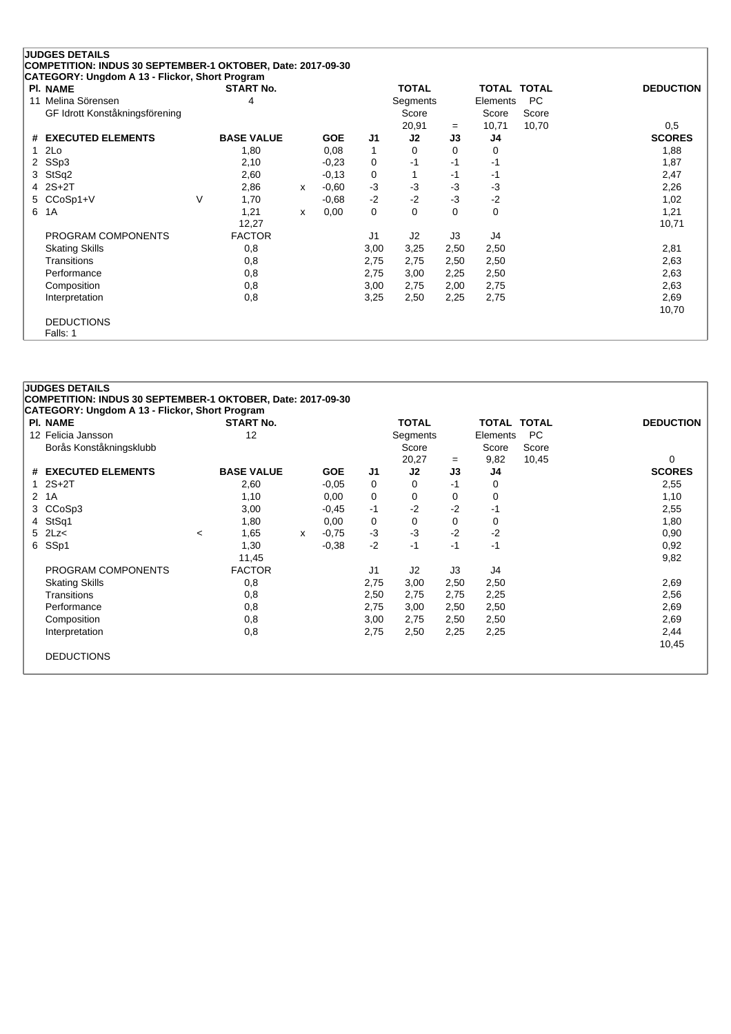**JUDGES DETAILS**
**COMPETITION: INDUS 30 SEPTEMBER-1 OKTOBER, Date: 2017-09-30**
**CATEGORY: Ungdom A 13 - Flickor, Short Program**

| Pl. | NAME | START No. | TOTAL Segments Score | = | TOTAL Elements Score | TOTAL PC Score | DEDUCTION |
|---|---|---|---|---|---|---|---|
| 11 | Melina Sörensen<br>GF Idrott Konståkningsförening | 4 | 20,91 | = | 10,71 | 10,70 | 0,5 |

| # | EXECUTED ELEMENTS | | BASE VALUE | | GOE | J1 | J2 | J3 | J4 | SCORES |
|---|---|---|---|---|---|---|---|---|---|---|
| 1 | 2Lo | | 1,80 | | 0,08 | 1 | 0 | 0 | 0 | 1,88 |
| 2 | SSp3 | | 2,10 | | -0,23 | 0 | -1 | -1 | -1 | 1,87 |
| 3 | StSq2 | | 2,60 | | -0,13 | 0 | 1 | -1 | -1 | 2,47 |
| 4 | 2S+2T | | 2,86 | x | -0,60 | -3 | -3 | -3 | -3 | 2,26 |
| 5 | CCoSp1+V | V | 1,70 | | -0,68 | -2 | -2 | -3 | -2 | 1,02 |
| 6 | 1A | | 1,21 | x | 0,00 | 0 | 0 | 0 | 0 | 1,21 |
| | | | 12,27 | | | | | | | 10,71 |

| PROGRAM COMPONENTS | FACTOR | J1 | J2 | J3 | J4 | SCORES |
|---|---|---|---|---|---|---|
| Skating Skills | 0,8 | 3,00 | 3,25 | 2,50 | 2,50 | 2,81 |
| Transitions | 0,8 | 2,75 | 2,75 | 2,50 | 2,50 | 2,63 |
| Performance | 0,8 | 2,75 | 3,00 | 2,25 | 2,50 | 2,63 |
| Composition | 0,8 | 3,00 | 2,75 | 2,00 | 2,75 | 2,63 |
| Interpretation | 0,8 | 3,25 | 2,50 | 2,25 | 2,75 | 2,69 |
| | | | | | | 10,70 |

DEDUCTIONS
Falls: 1

**JUDGES DETAILS**
**COMPETITION: INDUS 30 SEPTEMBER-1 OKTOBER, Date: 2017-09-30**
**CATEGORY: Ungdom A 13 - Flickor, Short Program**

| Pl. | NAME | START No. | TOTAL Segments Score | = | TOTAL Elements Score | TOTAL PC Score | DEDUCTION |
|---|---|---|---|---|---|---|---|
| 12 | Felicia Jansson<br>Borås Konståkningsklubb | 12 | 20,27 | = | 9,82 | 10,45 | 0 |

| # | EXECUTED ELEMENTS | | BASE VALUE | | GOE | J1 | J2 | J3 | J4 | SCORES |
|---|---|---|---|---|---|---|---|---|---|---|
| 1 | 2S+2T | | 2,60 | | -0,05 | 0 | 0 | -1 | 0 | 2,55 |
| 2 | 1A | | 1,10 | | 0,00 | 0 | 0 | 0 | 0 | 1,10 |
| 3 | CCoSp3 | | 3,00 | | -0,45 | -1 | -2 | -2 | -1 | 2,55 |
| 4 | StSq1 | | 1,80 | | 0,00 | 0 | 0 | 0 | 0 | 1,80 |
| 5 | 2Lz< | < | 1,65 | x | -0,75 | -3 | -3 | -2 | -2 | 0,90 |
| 6 | SSp1 | | 1,30 | | -0,38 | -2 | -1 | -1 | -1 | 0,92 |
| | | | 11,45 | | | | | | | 9,82 |

| PROGRAM COMPONENTS | FACTOR | J1 | J2 | J3 | J4 | SCORES |
|---|---|---|---|---|---|---|
| Skating Skills | 0,8 | 2,75 | 3,00 | 2,50 | 2,50 | 2,69 |
| Transitions | 0,8 | 2,50 | 2,75 | 2,75 | 2,25 | 2,56 |
| Performance | 0,8 | 2,75 | 3,00 | 2,50 | 2,50 | 2,69 |
| Composition | 0,8 | 3,00 | 2,75 | 2,50 | 2,50 | 2,69 |
| Interpretation | 0,8 | 2,75 | 2,50 | 2,25 | 2,25 | 2,44 |
| | | | | | | 10,45 |

DEDUCTIONS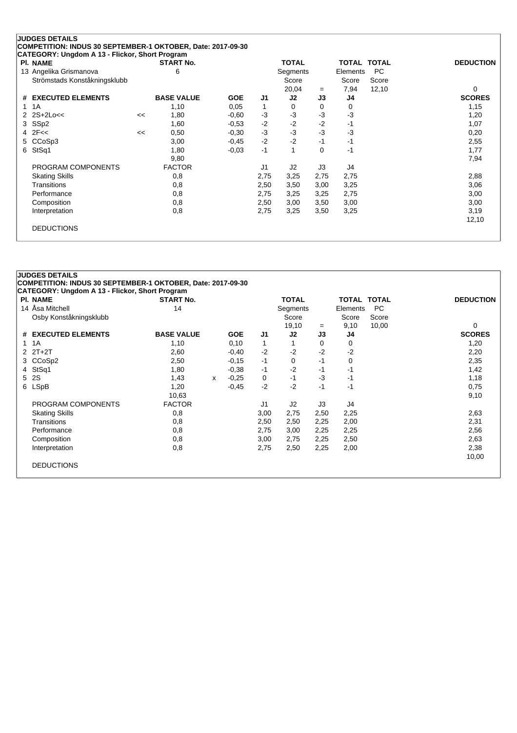**JUDGES DETAILS**

**COMPETITION: INDUS 30 SEPTEMBER-1 OKTOBER, Date: 2017-09-30**

**CATEGORY: Ungdom A 13 - Flickor, Short Program**

| Pl. NAME | START No. | TOTAL Segments Score | | TOTAL Elements Score | TOTAL PC Score | DEDUCTION |
|---|---|---|---|---|---|---|
| 13 Angelika Grismanova<br>Strömstads Konståkningsklubb | 6 | 20,04 | = | 7,94 | 12,10 | 0 |

| # | EXECUTED ELEMENTS | | BASE VALUE | | GOE | J1 | J2 | J3 | J4 | SCORES |
|---|---|---|---|---|---|---|---|---|---|---|
| 1 | 1A | | 1,10 | | 0,05 | 1 | 0 | 0 | 0 | 1,15 |
| 2 | 2S+2Lo<< | << | 1,80 | | -0,60 | -3 | -3 | -3 | -3 | 1,20 |
| 3 | SSp2 | | 1,60 | | -0,53 | -2 | -2 | -2 | -1 | 1,07 |
| 4 | 2F<< | << | 0,50 | | -0,30 | -3 | -3 | -3 | -3 | 0,20 |
| 5 | CCoSp3 | | 3,00 | | -0,45 | -2 | -2 | -1 | -1 | 2,55 |
| 6 | StSq1 | | 1,80 | | -0,03 | -1 | 1 | 0 | -1 | 1,77 |
| | | | 9,80 | | | | | | | 7,94 |
| | PROGRAM COMPONENTS | | FACTOR | | | J1 | J2 | J3 | J4 | |
| | Skating Skills | | 0,8 | | | 2,75 | 3,25 | 2,75 | 2,75 | 2,88 |
| | Transitions | | 0,8 | | | 2,50 | 3,50 | 3,00 | 3,25 | 3,06 |
| | Performance | | 0,8 | | | 2,75 | 3,25 | 3,25 | 2,75 | 3,00 |
| | Composition | | 0,8 | | | 2,50 | 3,00 | 3,50 | 3,00 | 3,00 |
| | Interpretation | | 0,8 | | | 2,75 | 3,25 | 3,50 | 3,25 | 3,19 |
| | | | | | | | | | | 12,10 |
| | DEDUCTIONS | | | | | | | | | |

**JUDGES DETAILS**

**COMPETITION: INDUS 30 SEPTEMBER-1 OKTOBER, Date: 2017-09-30**

**CATEGORY: Ungdom A 13 - Flickor, Short Program**

| Pl. NAME | START No. | TOTAL Segments Score | | TOTAL Elements Score | TOTAL PC Score | DEDUCTION |
|---|---|---|---|---|---|---|
| 14 Åsa Mitchell<br>Osby Konståkningsklubb | 14 | 19,10 | = | 9,10 | 10,00 | 0 |

| # | EXECUTED ELEMENTS | | BASE VALUE | | GOE | J1 | J2 | J3 | J4 | SCORES |
|---|---|---|---|---|---|---|---|---|---|---|
| 1 | 1A | | 1,10 | | 0,10 | 1 | 1 | 0 | 0 | 1,20 |
| 2 | 2T+2T | | 2,60 | | -0,40 | -2 | -2 | -2 | -2 | 2,20 |
| 3 | CCoSp2 | | 2,50 | | -0,15 | -1 | 0 | -1 | 0 | 2,35 |
| 4 | StSq1 | | 1,80 | | -0,38 | -1 | -2 | -1 | -1 | 1,42 |
| 5 | 2S | | 1,43 | x | -0,25 | 0 | -1 | -3 | -1 | 1,18 |
| 6 | LSpB | | 1,20 | | -0,45 | -2 | -2 | -1 | -1 | 0,75 |
| | | | 10,63 | | | | | | | 9,10 |
| | PROGRAM COMPONENTS | | FACTOR | | | J1 | J2 | J3 | J4 | |
| | Skating Skills | | 0,8 | | | 3,00 | 2,75 | 2,50 | 2,25 | 2,63 |
| | Transitions | | 0,8 | | | 2,50 | 2,50 | 2,25 | 2,00 | 2,31 |
| | Performance | | 0,8 | | | 2,75 | 3,00 | 2,25 | 2,25 | 2,56 |
| | Composition | | 0,8 | | | 3,00 | 2,75 | 2,25 | 2,50 | 2,63 |
| | Interpretation | | 0,8 | | | 2,75 | 2,50 | 2,25 | 2,00 | 2,38 |
| | | | | | | | | | | 10,00 |
| | DEDUCTIONS | | | | | | | | | |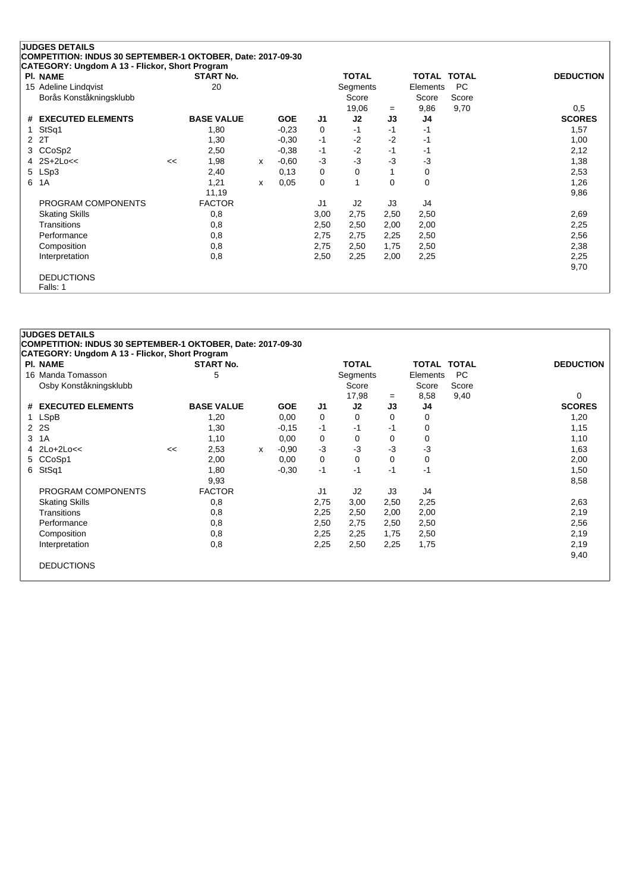## JUDGES DETAILS

**COMPETITION: INDUS 30 SEPTEMBER-1 OKTOBER, Date: 2017-09-30**

**CATEGORY: Ungdom A 13 - Flickor, Short Program**

| Pl. | NAME | START No. | TOTAL Segments Score | = | TOTAL Elements Score | TOTAL PC Score | DEDUCTION |
|---|---|---|---|---|---|---|---|
| 15 | Adeline Lindqvist<br>Borås Konståkningsklubb | 20 | 19,06 | = | 9,86 | 9,70 | 0,5 |

| # | EXECUTED ELEMENTS | | BASE VALUE | | GOE | J1 | J2 | J3 | J4 | SCORES |
|---|---|---|---|---|---|---|---|---|---|---|
| 1 | StSq1 | | 1,80 | | -0,23 | 0 | -1 | -1 | -1 | 1,57 |
| 2 | 2T | | 1,30 | | -0,30 | -1 | -2 | -2 | -1 | 1,00 |
| 3 | CCoSp2 | | 2,50 | | -0,38 | -1 | -2 | -1 | -1 | 2,12 |
| 4 | 2S+2Lo<< | << | 1,98 | x | -0,60 | -3 | -3 | -3 | -3 | 1,38 |
| 5 | LSp3 | | 2,40 | | 0,13 | 0 | 0 | 1 | 0 | 2,53 |
| 6 | 1A | | 1,21 | x | 0,05 | 0 | 1 | 0 | 0 | 1,26 |
| | | | 11,19 | | | | | | | 9,86 |

| PROGRAM COMPONENTS | FACTOR | J1 | J2 | J3 | J4 | |
|---|---|---|---|---|---|---|
| Skating Skills | 0,8 | 3,00 | 2,75 | 2,50 | 2,50 | 2,69 |
| Transitions | 0,8 | 2,50 | 2,50 | 2,00 | 2,00 | 2,25 |
| Performance | 0,8 | 2,75 | 2,75 | 2,25 | 2,50 | 2,56 |
| Composition | 0,8 | 2,75 | 2,50 | 1,75 | 2,50 | 2,38 |
| Interpretation | 0,8 | 2,50 | 2,25 | 2,00 | 2,25 | 2,25 |
| | | | | | | 9,70 |

DEDUCTIONS

Falls: 1

## JUDGES DETAILS

**COMPETITION: INDUS 30 SEPTEMBER-1 OKTOBER, Date: 2017-09-30**

**CATEGORY: Ungdom A 13 - Flickor, Short Program**

| Pl. | NAME | START No. | TOTAL Segments Score | = | TOTAL Elements Score | TOTAL PC Score | DEDUCTION |
|---|---|---|---|---|---|---|---|
| 16 | Manda Tomasson<br>Osby Konståkningsklubb | 5 | 17,98 | = | 8,58 | 9,40 | 0 |

| # | EXECUTED ELEMENTS | | BASE VALUE | | GOE | J1 | J2 | J3 | J4 | SCORES |
|---|---|---|---|---|---|---|---|---|---|---|
| 1 | LSpB | | 1,20 | | 0,00 | 0 | 0 | 0 | 0 | 1,20 |
| 2 | 2S | | 1,30 | | -0,15 | -1 | -1 | -1 | 0 | 1,15 |
| 3 | 1A | | 1,10 | | 0,00 | 0 | 0 | 0 | 0 | 1,10 |
| 4 | 2Lo+2Lo<< | << | 2,53 | x | -0,90 | -3 | -3 | -3 | -3 | 1,63 |
| 5 | CCoSp1 | | 2,00 | | 0,00 | 0 | 0 | 0 | 0 | 2,00 |
| 6 | StSq1 | | 1,80 | | -0,30 | -1 | -1 | -1 | -1 | 1,50 |
| | | | 9,93 | | | | | | | 8,58 |

| PROGRAM COMPONENTS | FACTOR | J1 | J2 | J3 | J4 | |
|---|---|---|---|---|---|---|
| Skating Skills | 0,8 | 2,75 | 3,00 | 2,50 | 2,25 | 2,63 |
| Transitions | 0,8 | 2,25 | 2,50 | 2,00 | 2,00 | 2,19 |
| Performance | 0,8 | 2,50 | 2,75 | 2,50 | 2,50 | 2,56 |
| Composition | 0,8 | 2,25 | 2,25 | 1,75 | 2,50 | 2,19 |
| Interpretation | 0,8 | 2,25 | 2,50 | 2,25 | 1,75 | 2,19 |
| | | | | | | 9,40 |

DEDUCTIONS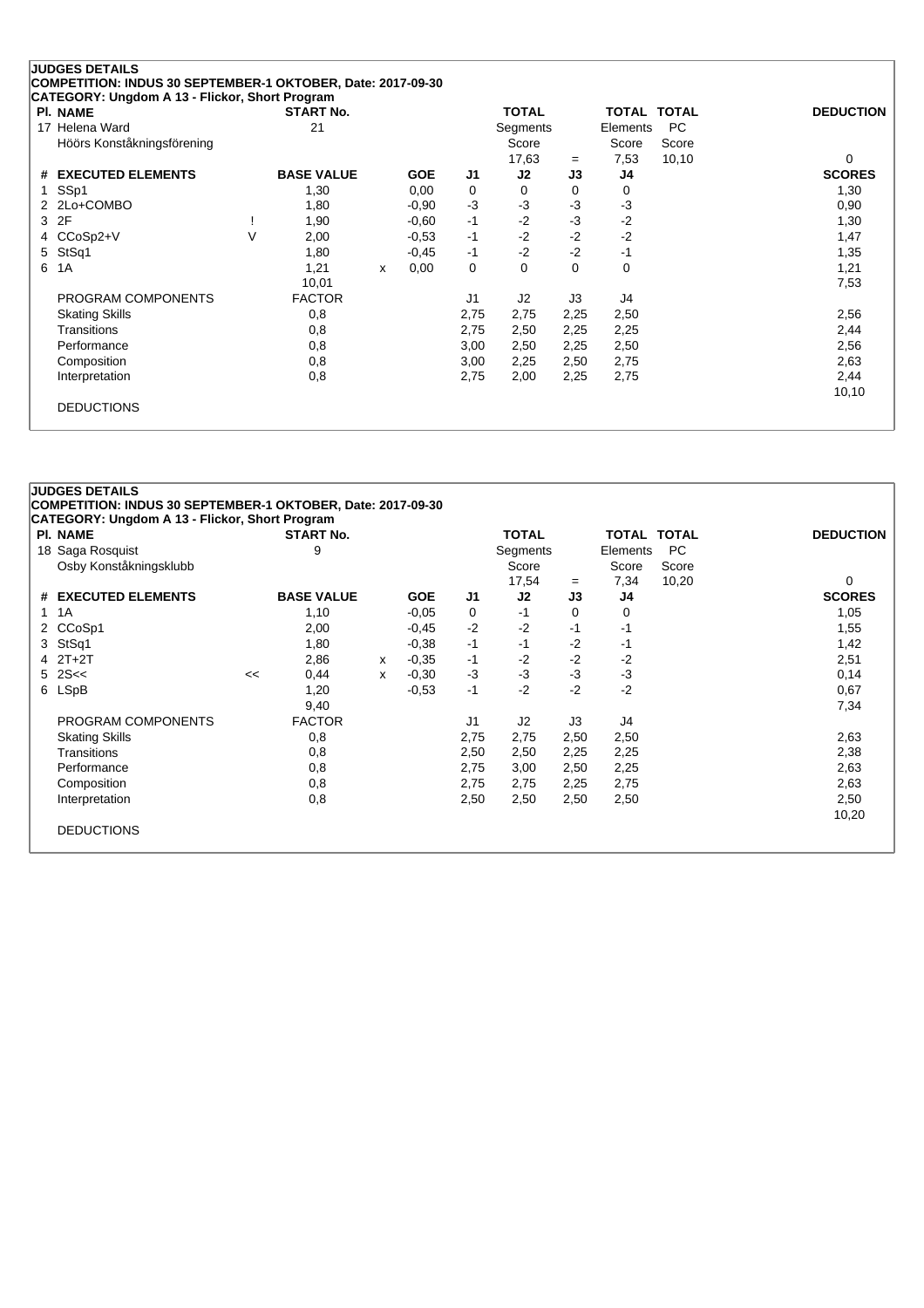**JUDGES DETAILS**

**COMPETITION: INDUS 30 SEPTEMBER-1 OKTOBER, Date: 2017-09-30**

**CATEGORY: Ungdom A 13 - Flickor, Short Program**

| Pl. NAME | START No. | TOTAL Segments Score | | TOTAL Elements Score | TOTAL PC Score | DEDUCTION |
|---|---|---|---|---|---|---|
| 17 Helena Ward<br>Höörs Konståkningsförening | 21 | 17,63 | = | 7,53 | 10,10 | 0 |

| # | EXECUTED ELEMENTS | | BASE VALUE | | GOE | J1 | J2 | J3 | J4 | SCORES |
|---|---|---|---|---|---|---|---|---|---|---|
| 1 | SSp1 | | 1,30 | | 0,00 | 0 | 0 | 0 | 0 | 1,30 |
| 2 | 2Lo+COMBO | | 1,80 | | -0,90 | -3 | -3 | -3 | -3 | 0,90 |
| 3 | 2F | ! | 1,90 | | -0,60 | -1 | -2 | -3 | -2 | 1,30 |
| 4 | CCoSp2+V | V | 2,00 | | -0,53 | -1 | -2 | -2 | -2 | 1,47 |
| 5 | StSq1 | | 1,80 | | -0,45 | -1 | -2 | -2 | -1 | 1,35 |
| 6 | 1A | | 1,21 | x | 0,00 | 0 | 0 | 0 | 0 | 1,21 |
| | | | 10,01 | | | | | | | 7,53 |

| PROGRAM COMPONENTS | FACTOR | J1 | J2 | J3 | J4 | SCORES |
|---|---|---|---|---|---|---|
| Skating Skills | 0,8 | 2,75 | 2,75 | 2,25 | 2,50 | 2,56 |
| Transitions | 0,8 | 2,75 | 2,50 | 2,25 | 2,25 | 2,44 |
| Performance | 0,8 | 3,00 | 2,50 | 2,25 | 2,50 | 2,56 |
| Composition | 0,8 | 3,00 | 2,25 | 2,50 | 2,75 | 2,63 |
| Interpretation | 0,8 | 2,75 | 2,00 | 2,25 | 2,75 | 2,44 |
| | | | | | | 10,10 |

DEDUCTIONS

**JUDGES DETAILS**

**COMPETITION: INDUS 30 SEPTEMBER-1 OKTOBER, Date: 2017-09-30**

**CATEGORY: Ungdom A 13 - Flickor, Short Program**

| Pl. NAME | START No. | TOTAL Segments Score | | TOTAL Elements Score | TOTAL PC Score | DEDUCTION |
|---|---|---|---|---|---|---|
| 18 Saga Rosquist<br>Osby Konståkningsklubb | 9 | 17,54 | = | 7,34 | 10,20 | 0 |

| # | EXECUTED ELEMENTS | | BASE VALUE | | GOE | J1 | J2 | J3 | J4 | SCORES |
|---|---|---|---|---|---|---|---|---|---|---|
| 1 | 1A | | 1,10 | | -0,05 | 0 | -1 | 0 | 0 | 1,05 |
| 2 | CCoSp1 | | 2,00 | | -0,45 | -2 | -2 | -1 | -1 | 1,55 |
| 3 | StSq1 | | 1,80 | | -0,38 | -1 | -1 | -2 | -1 | 1,42 |
| 4 | 2T+2T | | 2,86 | x | -0,35 | -1 | -2 | -2 | -2 | 2,51 |
| 5 | 2S<< | << | 0,44 | x | -0,30 | -3 | -3 | -3 | -3 | 0,14 |
| 6 | LSpB | | 1,20 | | -0,53 | -1 | -2 | -2 | -2 | 0,67 |
| | | | 9,40 | | | | | | | 7,34 |

| PROGRAM COMPONENTS | FACTOR | J1 | J2 | J3 | J4 | SCORES |
|---|---|---|---|---|---|---|
| Skating Skills | 0,8 | 2,75 | 2,75 | 2,50 | 2,50 | 2,63 |
| Transitions | 0,8 | 2,50 | 2,50 | 2,25 | 2,25 | 2,38 |
| Performance | 0,8 | 2,75 | 3,00 | 2,50 | 2,25 | 2,63 |
| Composition | 0,8 | 2,75 | 2,75 | 2,25 | 2,75 | 2,63 |
| Interpretation | 0,8 | 2,50 | 2,50 | 2,50 | 2,50 | 2,50 |
| | | | | | | 10,20 |

DEDUCTIONS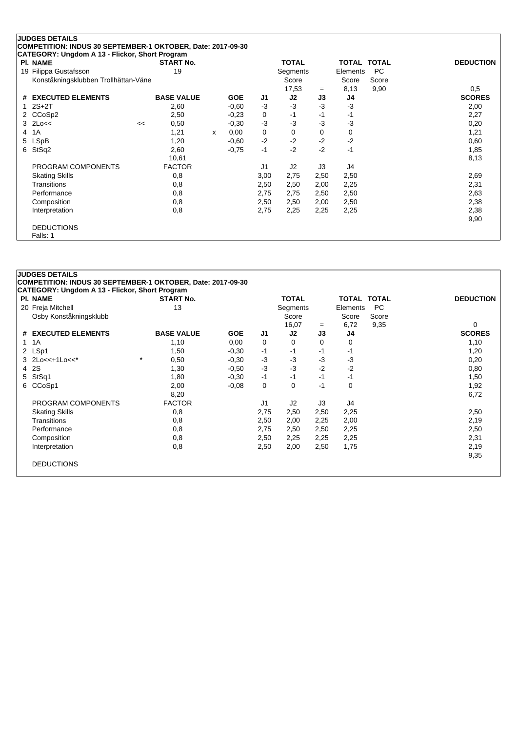## JUDGES DETAILS

**COMPETITION: INDUS 30 SEPTEMBER-1 OKTOBER, Date: 2017-09-30**

**CATEGORY: Ungdom A 13 - Flickor, Short Program**

| Pl. | NAME | START No. | TOTAL Segments Score | | TOTAL Elements Score | TOTAL PC Score | DEDUCTION |
|---|---|---|---|---|---|---|---|
| 19 | Filippa Gustafsson<br>Konståkningsklubben Trollhättan-Väne | 19 | 17,53 | = | 8,13 | 9,90 | 0,5 |

| # | EXECUTED ELEMENTS | | BASE VALUE | | GOE | J1 | J2 | J3 | J4 | SCORES |
|---|---|---|---|---|---|---|---|---|---|---|
| 1 | 2S+2T | | 2,60 | | -0,60 | -3 | -3 | -3 | -3 | 2,00 |
| 2 | CCoSp2 | | 2,50 | | -0,23 | 0 | -1 | -1 | -1 | 2,27 |
| 3 | 2Lo<< | << | 0,50 | | -0,30 | -3 | -3 | -3 | -3 | 0,20 |
| 4 | 1A | | 1,21 | x | 0,00 | 0 | 0 | 0 | 0 | 1,21 |
| 5 | LSpB | | 1,20 | | -0,60 | -2 | -2 | -2 | -2 | 0,60 |
| 6 | StSq2 | | 2,60 | | -0,75 | -1 | -2 | -2 | -1 | 1,85 |
| | | | 10,61 | | | | | | | 8,13 |

| PROGRAM COMPONENTS | FACTOR | J1 | J2 | J3 | J4 | |
|---|---|---|---|---|---|---|
| Skating Skills | 0,8 | 3,00 | 2,75 | 2,50 | 2,50 | 2,69 |
| Transitions | 0,8 | 2,50 | 2,50 | 2,00 | 2,25 | 2,31 |
| Performance | 0,8 | 2,75 | 2,75 | 2,50 | 2,50 | 2,63 |
| Composition | 0,8 | 2,50 | 2,50 | 2,00 | 2,50 | 2,38 |
| Interpretation | 0,8 | 2,75 | 2,25 | 2,25 | 2,25 | 2,38 |
| | | | | | | 9,90 |

DEDUCTIONS

Falls: 1

## JUDGES DETAILS

**COMPETITION: INDUS 30 SEPTEMBER-1 OKTOBER, Date: 2017-09-30**

**CATEGORY: Ungdom A 13 - Flickor, Short Program**

| Pl. | NAME | START No. | TOTAL Segments Score | | TOTAL Elements Score | TOTAL PC Score | DEDUCTION |
|---|---|---|---|---|---|---|---|
| 20 | Freja Mitchell<br>Osby Konståkningsklubb | 13 | 16,07 | = | 6,72 | 9,35 | 0 |

| # | EXECUTED ELEMENTS | | BASE VALUE | GOE | J1 | J2 | J3 | J4 | SCORES |
|---|---|---|---|---|---|---|---|---|---|
| 1 | 1A | | 1,10 | 0,00 | 0 | 0 | 0 | 0 | 1,10 |
| 2 | LSp1 | | 1,50 | -0,30 | -1 | -1 | -1 | -1 | 1,20 |
| 3 | 2Lo<<+1Lo<<* | * | 0,50 | -0,30 | -3 | -3 | -3 | -3 | 0,20 |
| 4 | 2S | | 1,30 | -0,50 | -3 | -3 | -2 | -2 | 0,80 |
| 5 | StSq1 | | 1,80 | -0,30 | -1 | -1 | -1 | -1 | 1,50 |
| 6 | CCoSp1 | | 2,00 | -0,08 | 0 | 0 | -1 | 0 | 1,92 |
| | | | 8,20 | | | | | | 6,72 |

| PROGRAM COMPONENTS | FACTOR | J1 | J2 | J3 | J4 | |
|---|---|---|---|---|---|---|
| Skating Skills | 0,8 | 2,75 | 2,50 | 2,50 | 2,25 | 2,50 |
| Transitions | 0,8 | 2,50 | 2,00 | 2,25 | 2,00 | 2,19 |
| Performance | 0,8 | 2,75 | 2,50 | 2,50 | 2,25 | 2,50 |
| Composition | 0,8 | 2,50 | 2,25 | 2,25 | 2,25 | 2,31 |
| Interpretation | 0,8 | 2,50 | 2,00 | 2,50 | 1,75 | 2,19 |
| | | | | | | 9,35 |

DEDUCTIONS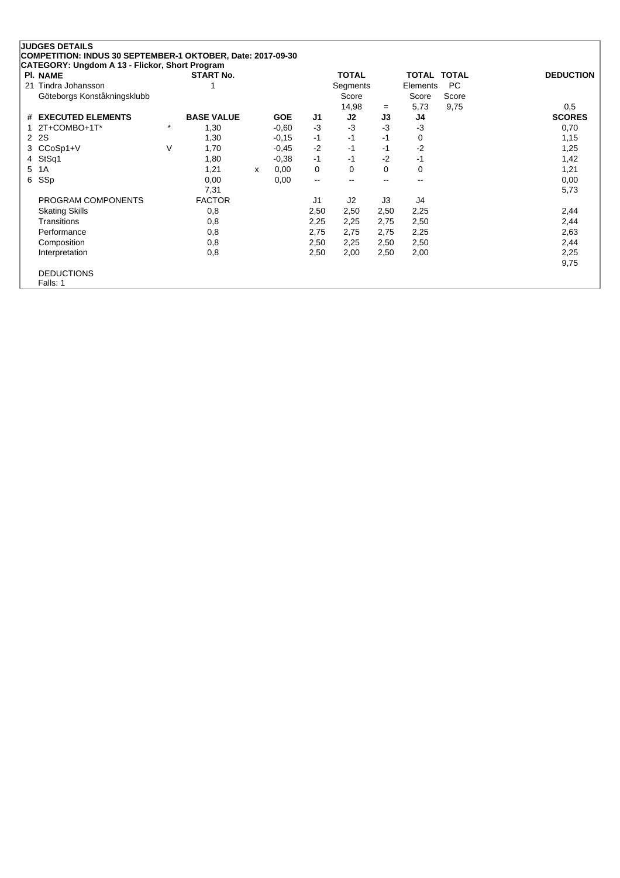**JUDGES DETAILS**
**COMPETITION: INDUS 30 SEPTEMBER-1 OKTOBER, Date: 2017-09-30**
**CATEGORY: Ungdom A 13 - Flickor, Short Program**

| Pl. | NAME | START No. | TOTAL Segments Score | = | TOTAL Elements Score | TOTAL PC Score | DEDUCTION |
|---|---|---|---|---|---|---|---|
| 21 | Tindra Johansson<br>Göteborgs Konståkningsklubb | 1 | 14,98 | = | 5,73 | 9,75 | 0,5 |

| # | EXECUTED ELEMENTS | | BASE VALUE | | GOE | J1 | J2 | J3 | J4 | SCORES |
|---|---|---|---|---|---|---|---|---|---|---|
| 1 | 2T+COMBO+1T* | * | 1,30 | | -0,60 | -3 | -3 | -3 | -3 | 0,70 |
| 2 | 2S | | 1,30 | | -0,15 | -1 | -1 | -1 | 0 | 1,15 |
| 3 | CCoSp1+V | V | 1,70 | | -0,45 | -2 | -1 | -1 | -2 | 1,25 |
| 4 | StSq1 | | 1,80 | | -0,38 | -1 | -1 | -2 | -1 | 1,42 |
| 5 | 1A | | 1,21 | x | 0,00 | 0 | 0 | 0 | 0 | 1,21 |
| 6 | SSp | | 0,00 | | 0,00 | -- | -- | -- | -- | 0,00 |
| | | | 7,31 | | | | | | | 5,73 |

| PROGRAM COMPONENTS | FACTOR | J1 | J2 | J3 | J4 | |
|---|---|---|---|---|---|---|
| Skating Skills | 0,8 | 2,50 | 2,50 | 2,50 | 2,25 | 2,44 |
| Transitions | 0,8 | 2,25 | 2,25 | 2,75 | 2,50 | 2,44 |
| Performance | 0,8 | 2,75 | 2,75 | 2,75 | 2,25 | 2,63 |
| Composition | 0,8 | 2,50 | 2,25 | 2,50 | 2,50 | 2,44 |
| Interpretation | 0,8 | 2,50 | 2,00 | 2,50 | 2,00 | 2,25 |
| | | | | | | 9,75 |

DEDUCTIONS
Falls: 1